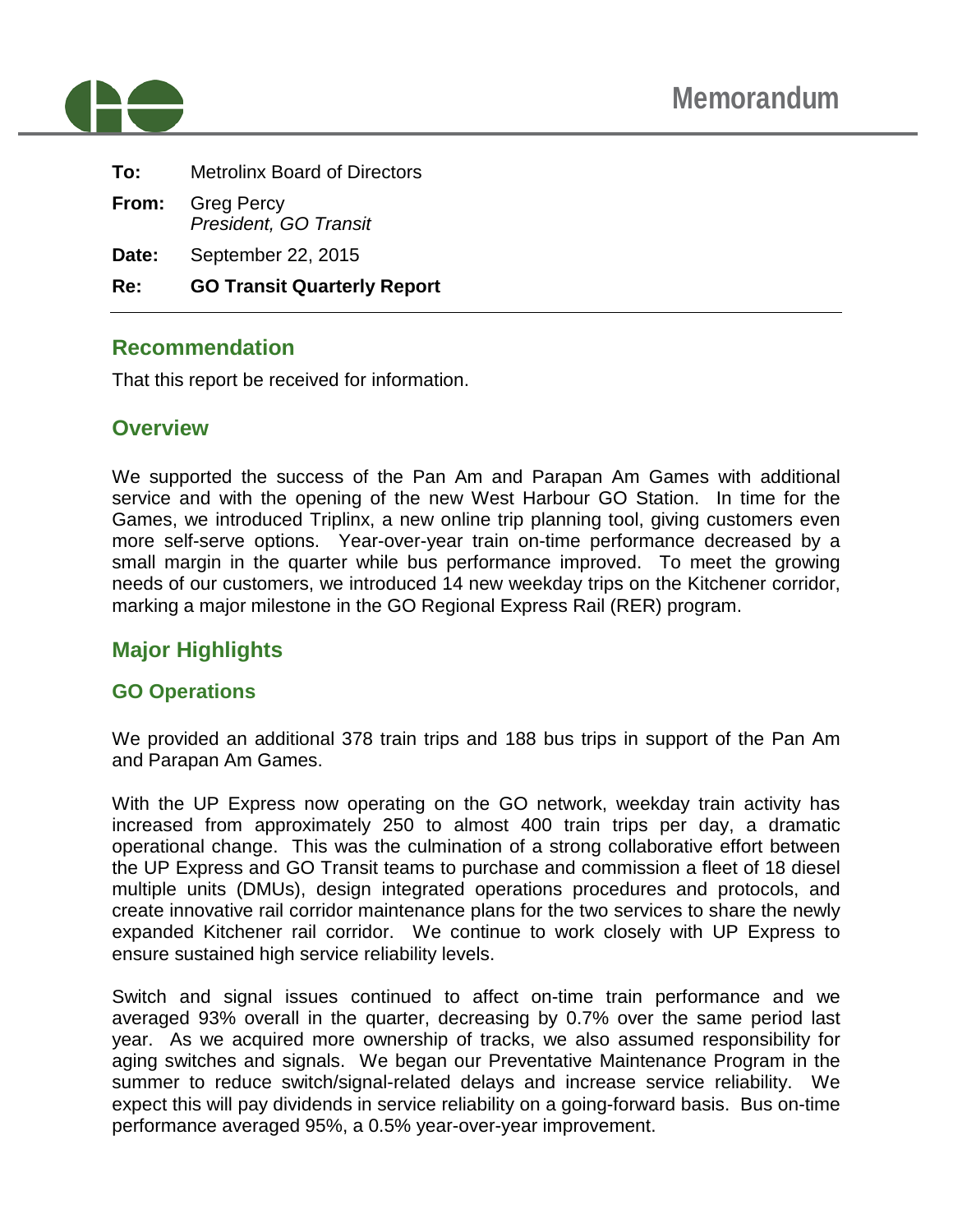# Memorandum

**To:** Metrolinx Board of Directors

**From:** Greg Percy
*President, GO Transit*

**Date:** September 22, 2015

**Re:** **GO Transit Quarterly Report**

---

## Recommendation

That this report be received for information.

## Overview

We supported the success of the Pan Am and Parapan Am Games with additional service and with the opening of the new West Harbour GO Station. In time for the Games, we introduced Triplinx, a new online trip planning tool, giving customers even more self-serve options. Year-over-year train on-time performance decreased by a small margin in the quarter while bus performance improved. To meet the growing needs of our customers, we introduced 14 new weekday trips on the Kitchener corridor, marking a major milestone in the GO Regional Express Rail (RER) program.

## Major Highlights

### GO Operations

We provided an additional 378 train trips and 188 bus trips in support of the Pan Am and Parapan Am Games.

With the UP Express now operating on the GO network, weekday train activity has increased from approximately 250 to almost 400 train trips per day, a dramatic operational change. This was the culmination of a strong collaborative effort between the UP Express and GO Transit teams to purchase and commission a fleet of 18 diesel multiple units (DMUs), design integrated operations procedures and protocols, and create innovative rail corridor maintenance plans for the two services to share the newly expanded Kitchener rail corridor. We continue to work closely with UP Express to ensure sustained high service reliability levels.

Switch and signal issues continued to affect on-time train performance and we averaged 93% overall in the quarter, decreasing by 0.7% over the same period last year. As we acquired more ownership of tracks, we also assumed responsibility for aging switches and signals. We began our Preventative Maintenance Program in the summer to reduce switch/signal-related delays and increase service reliability. We expect this will pay dividends in service reliability on a going-forward basis. Bus on-time performance averaged 95%, a 0.5% year-over-year improvement.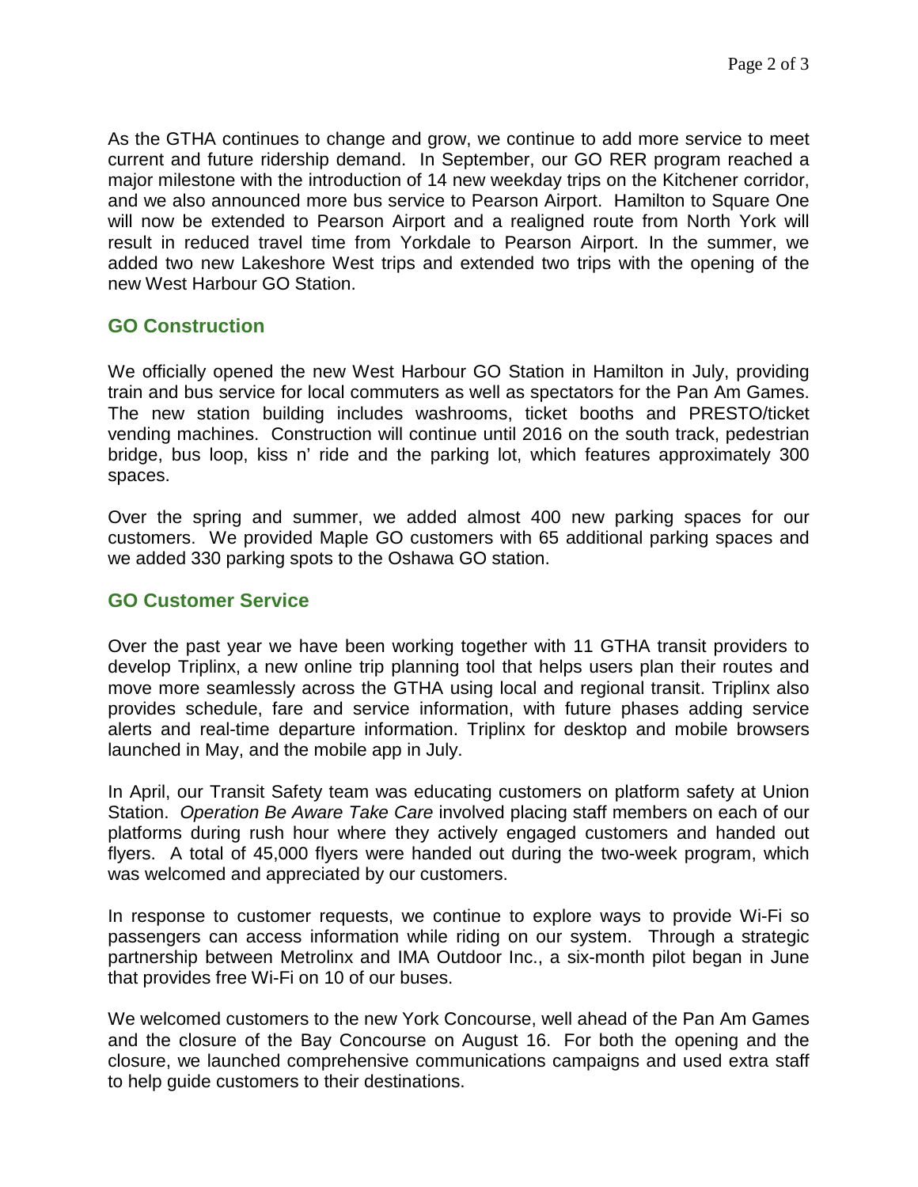As the GTHA continues to change and grow, we continue to add more service to meet current and future ridership demand. In September, our GO RER program reached a major milestone with the introduction of 14 new weekday trips on the Kitchener corridor, and we also announced more bus service to Pearson Airport. Hamilton to Square One will now be extended to Pearson Airport and a realigned route from North York will result in reduced travel time from Yorkdale to Pearson Airport. In the summer, we added two new Lakeshore West trips and extended two trips with the opening of the new West Harbour GO Station.

## GO Construction

We officially opened the new West Harbour GO Station in Hamilton in July, providing train and bus service for local commuters as well as spectators for the Pan Am Games. The new station building includes washrooms, ticket booths and PRESTO/ticket vending machines. Construction will continue until 2016 on the south track, pedestrian bridge, bus loop, kiss n' ride and the parking lot, which features approximately 300 spaces.

Over the spring and summer, we added almost 400 new parking spaces for our customers. We provided Maple GO customers with 65 additional parking spaces and we added 330 parking spots to the Oshawa GO station.

## GO Customer Service

Over the past year we have been working together with 11 GTHA transit providers to develop Triplinx, a new online trip planning tool that helps users plan their routes and move more seamlessly across the GTHA using local and regional transit. Triplinx also provides schedule, fare and service information, with future phases adding service alerts and real-time departure information. Triplinx for desktop and mobile browsers launched in May, and the mobile app in July.

In April, our Transit Safety team was educating customers on platform safety at Union Station. *Operation Be Aware Take Care* involved placing staff members on each of our platforms during rush hour where they actively engaged customers and handed out flyers. A total of 45,000 flyers were handed out during the two-week program, which was welcomed and appreciated by our customers.

In response to customer requests, we continue to explore ways to provide Wi-Fi so passengers can access information while riding on our system. Through a strategic partnership between Metrolinx and IMA Outdoor Inc., a six-month pilot began in June that provides free Wi-Fi on 10 of our buses.

We welcomed customers to the new York Concourse, well ahead of the Pan Am Games and the closure of the Bay Concourse on August 16. For both the opening and the closure, we launched comprehensive communications campaigns and used extra staff to help guide customers to their destinations.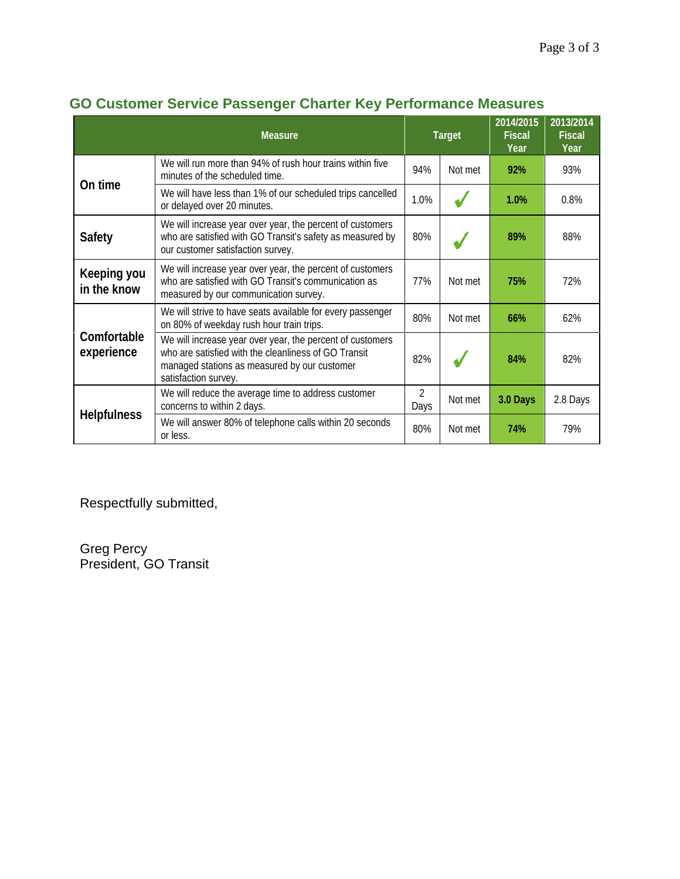## GO Customer Service Passenger Charter Key Performance Measures

| Measure | | Target | | 2014/2015 Fiscal Year | 2013/2014 Fiscal Year |
|---|---|---|---|---|---|
| **On time** | We will run more than 94% of rush hour trains within five minutes of the scheduled time. | 94% | Not met | **92%** | 93% |
| | We will have less than 1% of our scheduled trips cancelled or delayed over 20 minutes. | 1.0% | ✓ | **1.0%** | 0.8% |
| **Safety** | We will increase year over year, the percent of customers who are satisfied with GO Transit's safety as measured by our customer satisfaction survey. | 80% | ✓ | **89%** | 88% |
| **Keeping you in the know** | We will increase year over year, the percent of customers who are satisfied with GO Transit's communication as measured by our communication survey. | 77% | Not met | **75%** | 72% |
| **Comfortable experience** | We will strive to have seats available for every passenger on 80% of weekday rush hour train trips. | 80% | Not met | **66%** | 62% |
| | We will increase year over year, the percent of customers who are satisfied with the cleanliness of GO Transit managed stations as measured by our customer satisfaction survey. | 82% | ✓ | **84%** | 82% |
| **Helpfulness** | We will reduce the average time to address customer concerns to within 2 days. | 2 Days | Not met | **3.0 Days** | 2.8 Days |
| | We will answer 80% of telephone calls within 20 seconds or less. | 80% | Not met | **74%** | 79% |

Respectfully submitted,

Greg Percy
President, GO Transit